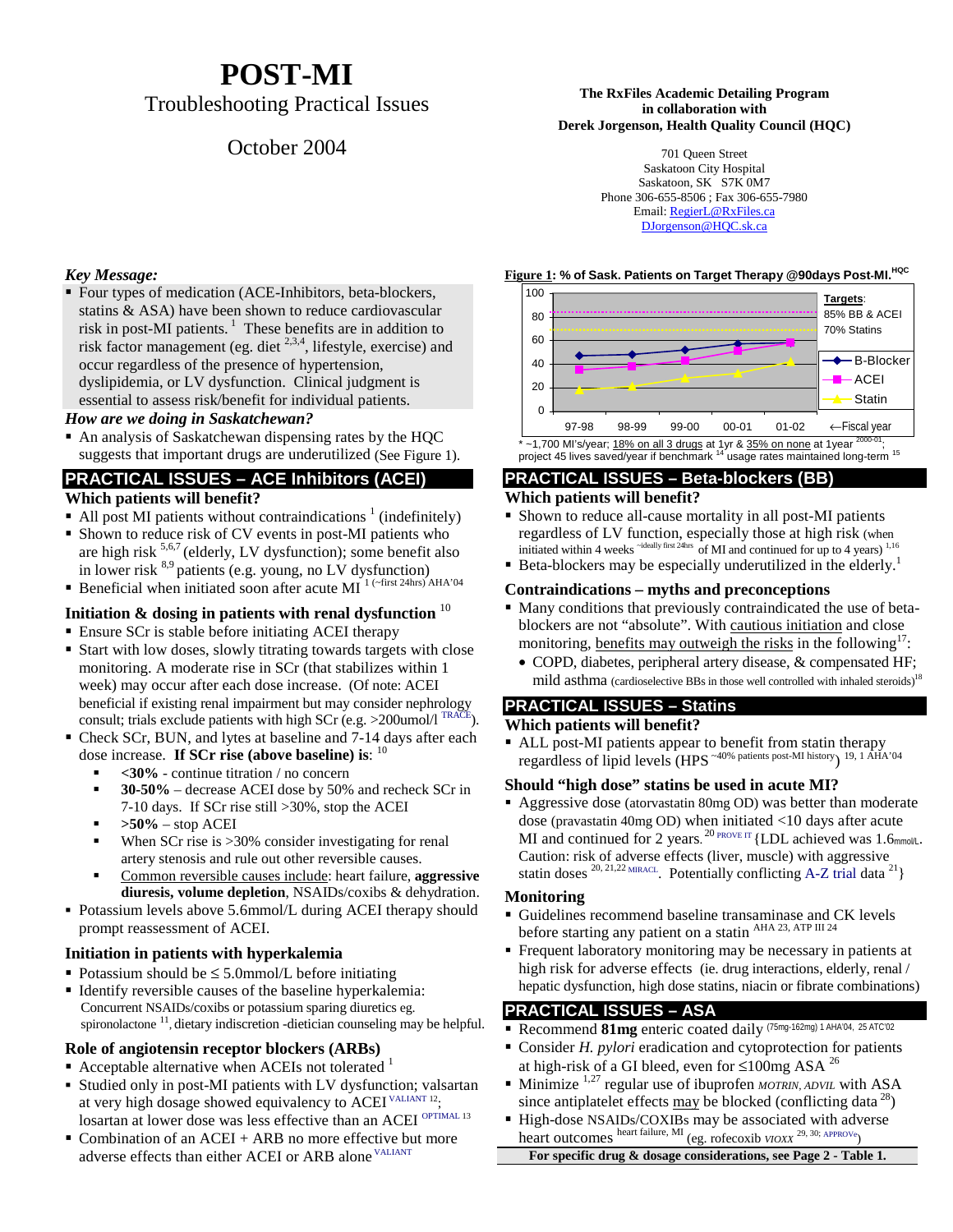# POST-MI

## Troubleshooting Practical Issues

October 2004

**The RxFiles Academic Detailing Program in collaboration with Derek Jorgenson, Health Quality Council (HQC)**

701 Queen Street
Saskatoon City Hospital
Saskatoon, SK S7K 0M7
Phone 306-655-8506 ; Fax 306-655-7980
Email: RegierL@RxFiles.ca
DJorgenson@HQC.sk.ca

### *Key Message:*

- Four types of medication (ACE-Inhibitors, beta-blockers, statins & ASA) have been shown to reduce cardiovascular risk in post-MI patients.[1] These benefits are in addition to risk factor management (eg. diet [2,3,4], lifestyle, exercise) and occur regardless of the presence of hypertension, dyslipidemia, or LV dysfunction. Clinical judgment is essential to assess risk/benefit for individual patients.

### *How are we doing in Saskatchewan?*

- An analysis of Saskatchewan dispensing rates by the HQC suggests that important drugs are underutilized (See Figure 1).

**Figure 1: % of Sask. Patients on Target Therapy @90days Post-MI.**[HQC]

| Fiscal year | B-Blocker | ACEI | Statin |
|---|---|---|---|
| 97-98 | ~47 | ~35 | ~19 |
| 98-99 | ~48 | ~38 | ~21 |
| 99-00 | ~51 | ~43 | ~28 |
| 00-01 | ~56 | ~51 | ~32 |
| 01-02 | ~58 | ~58 | ~42 |

Targets: 85% BB & ACEI; 70% Statins

\* ~1,700 MI's/year; 18% on all 3 drugs at 1yr & 35% on none at 1year [2000-01]; project 45 lives saved/year if benchmark [14] usage rates maintained long-term [15]

## PRACTICAL ISSUES – ACE Inhibitors (ACEI)

### Which patients will benefit?

- All post MI patients without contraindications [1] (indefinitely)
- Shown to reduce risk of CV events in post-MI patients who are high risk [5,6,7] (elderly, LV dysfunction); some benefit also in lower risk [8,9] patients (e.g. young, no LV dysfunction)
- Beneficial when initiated soon after acute MI [1 (~first 24hrs) AHA'04]

### Initiation & dosing in patients with renal dysfunction [10]

- Ensure SCr is stable before initiating ACEI therapy
- Start with low doses, slowly titrating towards targets with close monitoring. A moderate rise in SCr (that stabilizes within 1 week) may occur after each dose increase. (Of note: ACEI beneficial if existing renal impairment but may consider nephrology consult; trials exclude patients with high SCr (e.g. >200umol/l [TRACE]).
- Check SCr, BUN, and lytes at baseline and 7-14 days after each dose increase. **If SCr rise (above baseline) is**: [10]
  - **<30%** - continue titration / no concern
  - **30-50%** – decrease ACEI dose by 50% and recheck SCr in 7-10 days. If SCr rise still >30%, stop the ACEI
  - **>50%** – stop ACEI
  - When SCr rise is >30% consider investigating for renal artery stenosis and rule out other reversible causes.
  - Common reversible causes include: heart failure, **aggressive diuresis, volume depletion**, NSAIDs/coxibs & dehydration.
- Potassium levels above 5.6mmol/L during ACEI therapy should prompt reassessment of ACEI.

### Initiation in patients with hyperkalemia

- Potassium should be ≤ 5.0mmol/L before initiating
- Identify reversible causes of the baseline hyperkalemia: Concurrent NSAIDs/coxibs or potassium sparing diuretics eg. spironolactone [11], dietary indiscretion -dietician counseling may be helpful.

### Role of angiotensin receptor blockers (ARBs)

- Acceptable alternative when ACEIs not tolerated [1]
- Studied only in post-MI patients with LV dysfunction; valsartan at very high dosage showed equivalency to ACEI [VALIANT 12]; losartan at lower dose was less effective than an ACEI [OPTIMAL 13]
- Combination of an ACEI + ARB no more effective but more adverse effects than either ACEI or ARB alone [VALIANT]

## PRACTICAL ISSUES – Beta-blockers (BB)

### Which patients will benefit?

- Shown to reduce all-cause mortality in all post-MI patients regardless of LV function, especially those at high risk (when initiated within 4 weeks [~ideally first 24hrs] of MI and continued for up to 4 years) [1,16]
- Beta-blockers may be especially underutilized in the elderly.[1]

### Contraindications – myths and preconceptions

- Many conditions that previously contraindicated the use of beta-blockers are not "absolute". With cautious initiation and close monitoring, benefits may outweigh the risks in the following[17]:
  - COPD, diabetes, peripheral artery disease, & compensated HF; mild asthma (cardioselective BBs in those well controlled with inhaled steroids)[18]

## PRACTICAL ISSUES – Statins

### Which patients will benefit?

- ALL post-MI patients appear to benefit from statin therapy regardless of lipid levels (HPS [~40% patients post-MI history]) [19, 1 AHA'04]

### Should "high dose" statins be used in acute MI?

- Aggressive dose (atorvastatin 80mg OD) was better than moderate dose (pravastatin 40mg OD) when initiated <10 days after acute MI and continued for 2 years. [20 PROVE IT] {LDL achieved was 1.6mmol/L. Caution: risk of adverse effects (liver, muscle) with aggressive statin doses [20, 21,22 MIRACL]. Potentially conflicting A-Z trial data [21]}

### Monitoring

- Guidelines recommend baseline transaminase and CK levels before starting any patient on a statin [AHA 23, ATP III 24]
- Frequent laboratory monitoring may be necessary in patients at high risk for adverse effects (ie. drug interactions, elderly, renal / hepatic dysfunction, high dose statins, niacin or fibrate combinations)

## PRACTICAL ISSUES – ASA

- Recommend **81mg** enteric coated daily (75mg-162mg) [1 AHA'04, 25 ATC'02]
- Consider *H. pylori* eradication and cytoprotection for patients at high-risk of a GI bleed, even for ≤100mg ASA [26]
- Minimize [1,27] regular use of ibuprofen *MOTRIN, ADVIL* with ASA since antiplatelet effects may be blocked (conflicting data [28])
- High-dose NSAIDs/COXIBs may be associated with adverse heart outcomes [heart failure, MI] (eg. rofecoxib *VIOXX* [29, 30; APPROVe])

**For specific drug & dosage considerations, see Page 2 - Table 1.**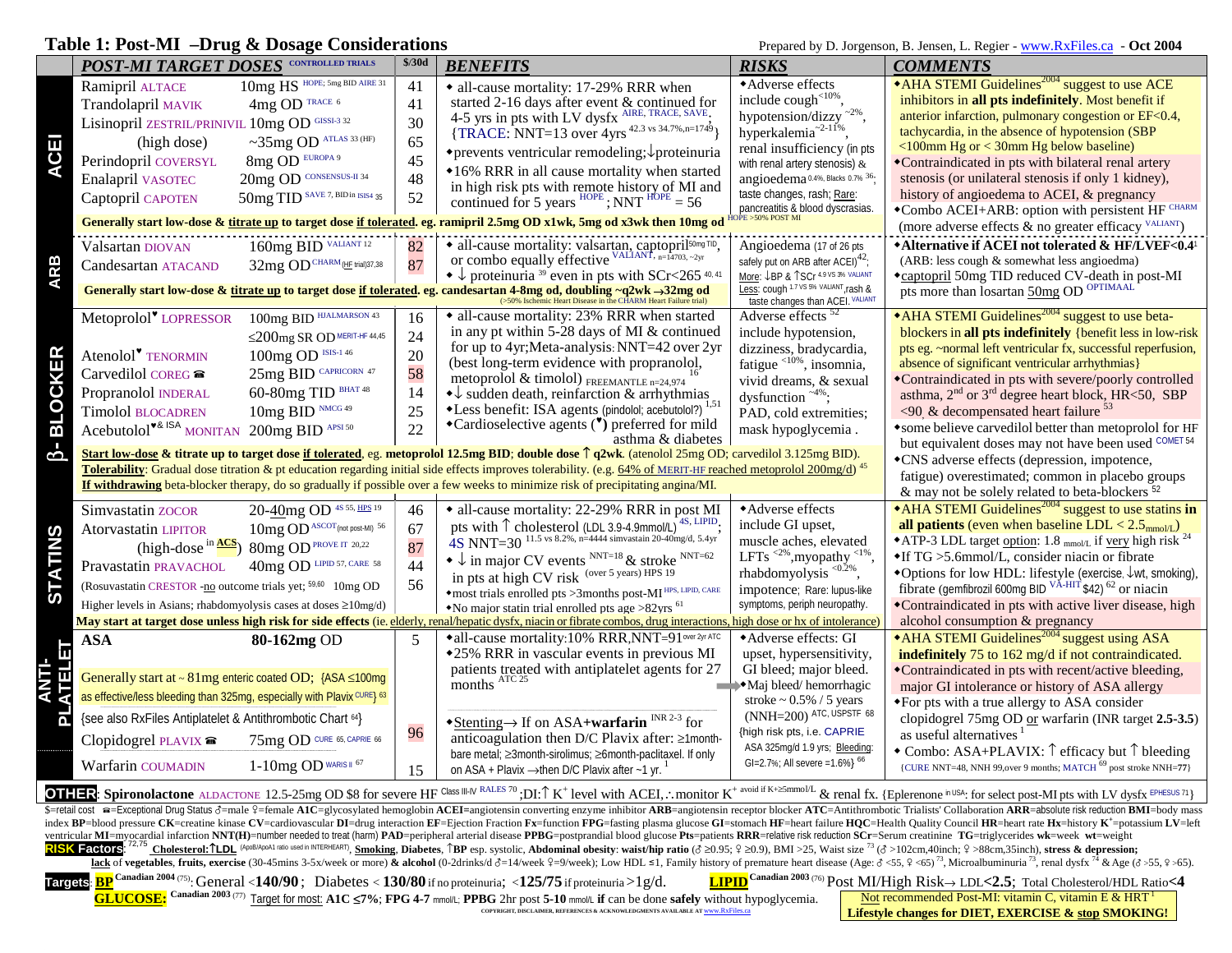# Table 1: Post-MI –Drug & Dosage Considerations

Prepared by D. Jorgenson, B. Jensen, L. Regier - www.RxFiles.ca - Oct 2004

| | POST-MI TARGET DOSES (CONTROLLED TRIALS) | $/30d | BENEFITS | RISKS | COMMENTS |
|---|---|---|---|---|---|
| **ACEI** | Ramipril ALTACE 10mg HS [HOPE; 5mg BID AIRE 31] | 41 | • all-cause mortality: 17-29% RRR when started 2-16 days after event & continued for 4-5 yrs in pts with LV dysfx [AIRE, TRACE, SAVE]; {TRACE: NNT=13 over 4yrs [42.3 vs 34.7%, n=1749]} | •Adverse effects include cough[<10%], hypotension/dizzy [~2%], hyperkalemia[~2-11%], renal insufficiency (in pts with renal artery stenosis) & angioedema [0.4%, Blacks 0.7% 36]; taste changes, rash; Rare: pancreatitis & blood dyscrasias. | •AHA STEMI Guidelines[2004] suggest to use ACE inhibitors in **all pts indefinitely**. Most benefit if anterior infarction, pulmonary congestion or EF<0.4, tachycardia, in the absence of hypotension (SBP <100mm Hg or < 30mm Hg below baseline) |
| | Trandolapril MAVIK 4mg OD [TRACE 6] | 41 | •prevents ventricular remodeling;↓proteinuria | | •Contraindicated in pts with bilateral renal artery stenosis (or unilateral stenosis if only 1 kidney), history of angioedema to ACEI, & pregnancy |
| | Lisinopril ZESTRIL/PRINIVIL 10mg OD [GISSI-3 32] | 30 | •16% RRR in all cause mortality when started in high risk pts with remote history of MI and continued for 5 years [HOPE]; NNT [HOPE] = 56 | | •Combo ACEI+ARB: option with persistent HF [CHARM] (more adverse effects & no greater efficacy [VALIANT]) |
| | (high dose) ~35mg OD [ATLAS 33 (HF)] | 65 | | | |
| | Perindopril COVERSYL 8mg OD [EUROPA 9] | 45 | | | |
| | Enalapril VASOTEC 20mg OD [CONSENSUS-II 34] | 48 | | | |
| | Captopril CAPOTEN 50mg TID [SAVE 7, BID in ISIS4 35] | 52 | | | |
| | Generally start low-dose & **titrate up** to target dose **if tolerated**. eg. ramipril 2.5mg OD x1wk, 5mg od x3wk then 10mg od [HOPE >50% POST MI] | | | | |
| **ARB** | Valsartan DIOVAN 160mg BID [VALIANT 12] | 82 | • all-cause mortality: valsartan, captopril[50mg TID], or combo equally effective [VALIANT, n=14703, ~2yr] | Angioedema (17 of 26 pts safely put on ARB after ACEI)[42]; More: ↓BP & ↑SCr [4.9 VS 3% VALIANT] Less: cough [1.7 VS 5% VALIANT], rash & taste changes than ACEI. [VALIANT] | •**Alternative if ACEI not tolerated & HF/LVEF<0.4**[1] (ARB: less cough & somewhat less angioedema) |
| | Candesartan ATACAND 32mg OD [CHARM (HF trial) 37,38] | 87 | • ↓ proteinuria [39] even in pts with SCr<265 [40,41] | | •captopril 50mg TID reduced CV-death in post-MI pts more than losartan 50mg OD [OPTIMAAL] |
| | Generally start low-dose & **titrate up** to target dose **if tolerated**. eg. candesartan 4-8mg od, doubling ~q2wk →32mg od (>50% Ischemic Heart Disease in the CHARM Heart Failure trial) | | | | |
| **β- BLOCKER** | Metoprolol♥ LOPRESSOR 100mg BID [HJALMARSON 43] | 16 | • all-cause mortality: 23% RRR when started in any pt within 5-28 days of MI & continued for up to 4yr;Meta-analysis: NNT=42 over 2yr (best long-term evidence with propranolol, metoprolol & timolol) [FREEMANTLE n=24,974 16] | Adverse effects [52] include hypotension, dizziness, bradycardia, fatigue [<10%], insomnia, vivid dreams, & sexual dysfunction [~4%]; PAD, cold extremities; mask hypoglycemia . | •AHA STEMI Guidelines[2004] suggest to use beta-blockers in **all pts indefinitely** {benefit less in low-risk pts eg. ~normal left ventricular fx, successful reperfusion, absence of significant ventricular arrhythmias} |
| | ≤200mg SR OD [MERIT-HF 44,45] | 24 | •↓ sudden death, reinfarction & arrhythmias [1,51] | | •Contraindicated in pts with severe/poorly controlled asthma, 2nd or 3rd degree heart block, HR<50, SBP <90 & decompensated heart failure [53] |
| | Atenolol♥ TENORMIN 100mg OD [ISIS-1 46] | 20 | •Less benefit: ISA agents (pindolol; acebutolol?) | | •some believe carvedilol better than metoprolol for HF but equivalent doses may not have been used [COMET 54] |
| | Carvedilol COREG ☎ 25mg BID [CAPRICORN 47] | 58 | •Cardioselective agents (♥) preferred for mild asthma & diabetes | | •CNS adverse effects (depression, impotence, fatigue) overestimated; common in placebo groups & may not be solely related to beta-blockers [52] |
| | Propranolol INDERAL 60-80mg TID [BHAT 48] | 14 | | | |
| | Timolol BLOCADREN 10mg BID [NMCG 49] | 25 | | | |
| | Acebutolol♥& ISA MONITAN 200mg BID [APSI 50] | 22 | | | |
| | **Start low-dose** & titrate up to target dose **if tolerated**, eg. **metoprolol 12.5mg BID**; **double dose ↑ q2wk**. (atenolol 25mg OD; carvedilol 3.125mg BID). **Tolerability**: Gradual dose titration & pt education regarding initial side effects improves tolerability. (e.g. 64% of MERIT-HF reached metoprolol 200mg/d) [45] **If withdrawing** beta-blocker therapy, do so gradually if possible over a few weeks to minimize risk of precipitating angina/MI. | | | | |
| **STATINS** | Simvastatin ZOCOR 20-40mg OD [4S 55, HPS 19] | 46 | • all-cause mortality: 22-29% RRR in post MI pts with ↑ cholesterol (LDL 3.9-4.9mmol/L) [4S, LIPID]; 4S NNT=30 [11.5 vs 8.2%, n=4444 simvastatin 20-40mg/d, 5.4yr] | •Adverse effects include GI upset, muscle aches, elevated LFTs [<2%],myopathy [<1%], rhabdomyolysis [<0.2%], impotence; Rare: lupus-like symptoms, periph neuropathy. | •AHA STEMI Guidelines[2004] suggest to use statins **in all patients** (even when baseline LDL < 2.5mmol/L) |
| | Atorvastatin LIPITOR 10mg OD [ASCOT (not post-MI) 56] | 67 | •↓ in major CV events [NNT=18] & stroke [NNT=62] in pts at high CV risk [(over 5 years) HPS 19] | | •ATP-3 LDL target option: 1.8 mmol/L if very high risk [24] |
| | (high-dose in ACS) 80mg OD [PROVE IT 20,22] | 87 | •most trials enrolled pts >3months post-MI [HPS, LIPID, CARE] | | •If TG >5.6mmol/L, consider niacin or fibrate |
| | Pravastatin PRAVACHOL 40mg OD [LIPID 57, CARE 58] | 44 | •No major statin trial enrolled pts age >82yrs [61] | | •Options for low HDL: lifestyle (exercise, ↓wt, smoking), fibrate (gemfibrozil 600mg BID [VA-HIT] $42) [62] or niacin |
| | (Rosuvastatin CRESTOR -no outcome trials yet; [59,60] 10mg OD | 56 | | | •Contraindicated in pts with active liver disease, high alcohol consumption & pregnancy |
| | Higher levels in Asians; rhabdomyolysis cases at doses ≥20mg/d) | | | | |
| | **May start at target dose unless high risk for side effects** (ie. elderly, renal/hepatic dysfx, niacin or fibrate combos, drug interactions, high dose or hx of intolerance) | | | | |
| **ANTI-PLATELET** | **ASA 80-162mg** OD | 5 | •all-cause mortality:10% RRR,NNT=91 [over 2yr ATC] | •Adverse effects: GI upset, hypersensitivity, GI bleed; major bleed. | •AHA STEMI Guidelines[2004] suggest using ASA **indefinitely** 75 to 162 mg/d if not contraindicated. |
| | Generally start at ~ 81mg enteric coated OD; {ASA ≤100mg as effective/less bleeding than 325mg, especially with Plavix [CURE]} [63] | | •25% RRR in vascular events in previous MI patients treated with antiplatelet agents for 27 months [ATC 25] | •Maj bleed/ hemorrhagic stroke ~ 0.5% / 5 years (NNH=200) [ATC, USPSTF 68] {high risk pts, i.e. CAPRIE ASA 325mg/d 1.9 yrs; Bleeding: GI=2.7%; All severe =1.6%} [66] | •Contraindicated in pts with recent/active bleeding, major GI intolerance or history of ASA allergy |
| | {see also RxFiles Antiplatelet & Antithrombotic Chart [64]} | | | | •For pts with a true allergy to ASA consider clopidogrel 75mg OD or warfarin (INR target **2.5-3.5**) as useful alternatives [1] |
| | Clopidogrel PLAVIX ☎ 75mg OD [CURE 65, CAPRIE 66] | 96 | •Stenting→ If on ASA+**warfarin** [INR 2-3] for anticoagulation then D/C Plavix after: ≥1month-bare metal; ≥3month-sirolimus; ≥6month-paclitaxel. If only on ASA + Plavix →then D/C Plavix after ~1 yr. [1] | | • Combo: ASA+PLAVIX: ↑ efficacy but ↑ bleeding {CURE NNT=48, NNH 99,over 9 months; MATCH [69] post stroke NNH=77} |
| | Warfarin COUMADIN 1-10mg OD [WARIS II 67] | 15 | | | |

**OTHER**: **Spironolactone** ALDACTONE 12.5-25mg OD $8 for severe HF [Class III-IV RALES 70]; DI:↑ $K^+$ level with ACEI, ∴monitor $K^+$ [avoid if K+≥5mmol/L] & renal fx. {Eplerenone [in USA]: for select post-MI pts with LV dysfx [EPHESUS 71]}

$=retail cost ☎=Exceptional Drug Status ♂=male ♀=female **A1C**=glycosylated hemoglobin **ACEI**=angiotensin converting enzyme inhibitor **ARB**=angiotensin receptor blocker **ATC**=Antithrombotic Trialists' Collaboration **ARR**=absolute risk reduction **BMI**=body mass index **BP**=blood pressure **CK**=creatine kinase **CV**=cardiovascular **DI**=drug interaction **EF**=Ejection Fraction **Fx**=function **FPG**=fasting plasma glucose **GI**=stomach **HF**=heart failure **HQC**=Health Quality Council **HR**=heart rate **Hx**=history **$K^+$**=potassium **LV**=left ventricular **MI**=myocardial infarction **NNT(H)**=number needed to treat (harm) **PAD**=peripheral arterial disease **PPBG**=postprandial blood glucose **Pts**=patients **RRR**=relative risk reduction **SCr**=Serum creatinine **TG**=triglycerides **wk**=week **wt**=weight

**RISK Factors**:[72,75] **Cholesterol:↑LDL** (ApoB/ApoA1 ratio used in INTERHEART), **Smoking**, **Diabetes**, **↑BP** esp. systolic, **Abdominal obesity**: **waist/hip ratio** (♂ ≥0.95; ♀ ≥0.9), BMI >25, Waist size [73] (♂ >102cm,40inch; ♀ >88cm,35inch), **stress & depression; lack** of **vegetables**, **fruits, exercise** (30-45mins 3-5x/week or more) **& alcohol** (0-2drinks/d ♂=14/week ♀=9/week); Low HDL ≤1, Family history of premature heart disease (Age: ♂ <55, ♀ <65)[73], Microalbuminuria [73], renal dysfx [74] & Age (♂ >55, ♀ >65).

**Targets**: **BP** [Canadian 2004 (75)]: General <**140/90**; Diabetes < **130/80** if no proteinuria; <**125/75** if proteinuria >1g/d. **LIPID** [Canadian 2003 (76)] Post MI/High Risk→ LDL<**2.5**; Total Cholesterol/HDL Ratio<**4**

**GLUCOSE:** [Canadian 2003 (77)] Target for most: **A1C ≤7%**; **FPG 4-7** mmol/L; **PPBG** 2hr post **5-10** mmol/L **if** can be done **safely** without hypoglycemia.

Not recommended Post-MI: vitamin C, vitamin E & HRT[1]
**Lifestyle changes for DIET, EXERCISE & stop SMOKING!**

COPYRIGHT, DISCLAIMER, REFERENCES & ACKNOWLEDGMENTS AVAILABLE AT www.RxFiles.ca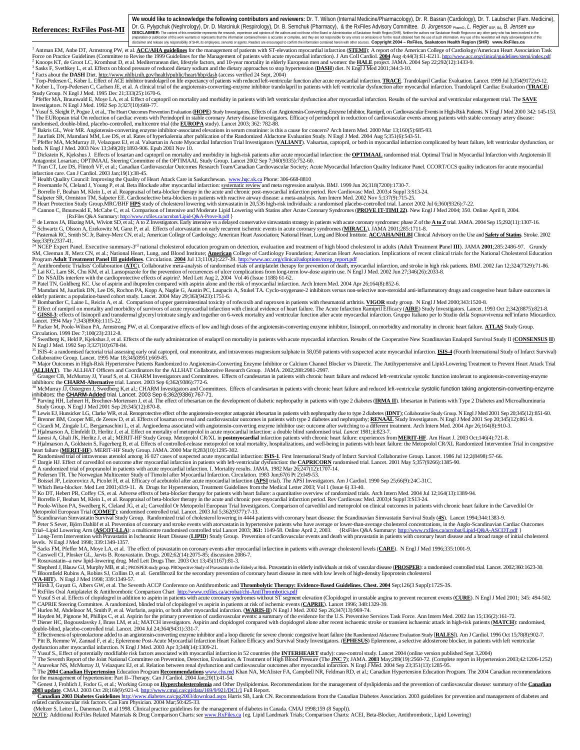## References: RxFiles Post-MI

**We would like to acknowledge the following contributors and reviewers:** Dr. T. Wilson (Internal Medicine/Pharmacology), Dr. R. Basran (Cardiology), Dr. T. Laubscher (Fam. Medicine), Dr. G. Pylypchuk (Nephrology), Dr. D. Marciniuk (Respirology), Dr. B. Semchuk (Pharmacy), & the RxFiles Advisory Committee. *D. Jorgenson PharmD, L. Regier BSP, BA, B. Jensen BSP*

DISCLAIMER: The content of this newsletter represents the research, experience and opinions of the authors and not those of the Board or Administration of Saskatoon Health Region (SHR). Neither the authors nor Saskatoon Health Region nor any other party who has been involved in the preparation or publication of this work warrants or represents that the information contained herein is accurate or complete, and they are not responsible for any errors or omissions or for the result obtained from the use of such information. Any use of the newsletter will imply acknowledgment of this disclaimer and release any responsibility of SHR, its employees, servants or agents. Readers are encouraged to confirm the information contained herein with other sources. **Copyright 2004 – RxFiles, Saskatoon Health Region (SHR) www.RxFiles.ca**

[1] Antman EM, Anbe DT, Armstrong PW, et al. **ACC/AHA guidelines** for the management of patients with ST-elevation myocardial infarction (**STEMI**); A report of the American College of Cardiology/American Heart Association Task Force on Practice Guidelines (Committee to Revise the 1999 Guidelines for the Management of patients with acute myocardial infarction). J Am Coll Cardiol. **2004** Aug 4;44(3):E1-E211. http://www.acc.org/clinical/guidelines/stemi/index.pdf

[2] Knoops KT, de Groot LC, Kromhout D, et al. Mediterranean diet, lifestyle factors, and 10-year mortality in elderly European men and women: the **HALE** project. JAMA. 2004 Sep 22;292(12):1433-9.

[3] Sasks F, Svethkey L, et al. Effects on blood pressure of reduced dietary sodium and the dietary approaches to stop hypertension (**DASH**) diet. N Engl J Med 2001;344:3-10.

[4] Facts about the **DASH** Diet. http://www.nhlbi.nih.gov/health/public/heart/hbp/dash (access verified 24 Sept, 2004)

[5] Torp-Pedersen C, Kober L. Effect of ACE inhibitor trandolapril on life expectancy of patients with reduced left-ventricular function after acute myocardial infarction. **TRACE**. Trandolapril Cardiac Evaluation. Lancet. 1999 Jul 3;354(9172):9-12.

[6] Kober L, Torp-Pedersen C, Carlsen JE, et al. A clinical trial of the angiotensin-converting-enzyme inhibitor trandolapril in patients with left ventricular dysfunction after myocardial infarction. Trandolapril Cardiac Evaluation (**TRACE**) Study Group. N Engl J Med. 1995 Dec 21;333(25):1670-6.

[7] Pfeffer MA, Braunwald E, Moye LA, et al. Effect of captopril on mortality and morbidity in patients with left ventricular dysfunction after myocardial infarction. Results of the survival and ventricular enlargement trial. The **SAVE** Investigators. N Engl J Med. 1992 Sep 3;327(10):669-77.

[8] Yusuf S, Sleight P, Pogue J, et al., The Heart Outcomes Prevention Evaluation (**HOPE**) Study Investigators, Effects of an Angiotensin-Converting-Enzyme Inhibitor, Ramipril, on Cardiovascular Events in High-Risk Patients. N Engl J Med 2000 342: 145-153.

[9] The EURopean trial On reduction of cardiac events with Perindopril in stable coronary Artery disease Investigators. Efficacy of perindopril in reduction of cardiovascular events among patients with stable coronary artery disease: randomised, double-blind, placebo-controlled, multicentre trial (the **EUROPA** study). Lancet 2003; 362: 782-88.

[10] Bakris GL, Weir MR. Angiotensin-converting enzyme inhibitor-associated elevations in serum creatinine: is this a cause for concern? Arch Intern Med. 2000 Mar 13;160(5):685-93.

[11] Juurlink DN, Mamdani MM, Lee DS, et al. Rates of hyperkalemia after publication of the Randomized Aldactone Evaluation Study. N Engl J Med. 2004 Aug 5;351(6):543-51.

[12] Pfeffer MA, McMurray JJ, Velazquez EJ, et al. Valsartan in Acute Myocardial Infarction Trial Investigators (**VALIANT**). Valsartan, captopril, or both in myocardial infarction complicated by heart failure, left ventricular dysfunction, or both. N Engl J Med. 2003 Nov 13;349(20):1893-906. Epub 2003 Nov 10.

[13] Dickstein K, Kjekshus J. Effects of losartan and captopril on mortality and morbidity in high-risk patients after acute myocardial infarction: the **OPTIMAAL** randomised trial. Optimal Trial in Myocardial Infarction with Angiotensin II Antagonist Losartan.; OPTIMAAL Steering Committee of the OPTIMAAL Study Group. Lancet 2002 Sep 7;360(9335):752-60.

[14] Tran CT, Lee DS, Flintoft VF, et al.; Canadian Cardiovascular Outcomes Research Team/Canadian Cardiovascular Society; Acute Myocardial Infarction Quality Indicator Panel. CCORT/CCS quality indicators for acute myocardial infarction care. Can J Cardiol. 2003 Jan;19(1):38-45.

[15] Health Quality Council: Improving the Quality of Heart Attack Care in Saskatchewan. www.hqc.sk.ca Phone: 306-668-8810

[16] Freemantle N, Cleland J, Young P, et al. Beta Blockade after myocardial infarction: systematic review and meta regression analysis. BMJ. 1999 Jun 26;318(7200):1730-7.

[17] Borrello F, Beahan M, Klein L, et al. Reappraisal of beta-blocker therapy in the acute and chronic post-myocardial infarction period. Rev Cardiovasc Med. 2003;4 Suppl 3:S13-24.

[18] Salpeter SR, Ormiston TM, Salpeter EE. Cardioselective beta-blockers in patients with reactive airway disease: a meta-analysis. Ann Intern Med. 2002 Nov 5;137(9):715-25.

[19] Heart Protection Study Group.MRC/BHF **HPS** study of cholesterol lowering with simvastatin in 20,536 high-risk individuals: a randomised placebo-controlled trial. Lancet 2002 Jul 6;360(9326):7-22.

[20] Cannon C, Braunwald E, McCabe C, et al. Comparison of Intensive and Moderate Lipid Lowering with Statins after Acute Coronary Syndromes (**PROVE IT-TIMI 22**). New Engl J Med 2004; 350. Online April 8, 2004. {RxFiles Q&A Summary: http://www.rxfiles.ca/acrobat/Lipid-Q&A-Prove-It.pdf }

[21] de Lemos JA, Blazing MA, Wiviott SD, et al.; A to Z Investigators. Early intensive vs a delayed conservative simvastatin strategy in patients with acute coronary syndromes: phase Z of the **A to Z** trial. JAMA. 2004 Sep 15;292(11):1307-16.

[22] Schwartz G, Olsson A, Ezekowitz M, Ganz P, et al. Effects of atorvastatin on early recurrent ischemic events in acute coronary syndromes (**MIRACL**). JAMA 2001;285:1711-8.

[23] Pasternak RC, Smith SC Jr, Bairey-Merz CN, et al.; American College of Cardiology; American Heart Association; National Heart, Lung and Blood Institute. **ACC/AHA/NHLBI** Clinical Advisory on the Use and **Safety of Statins**. Stroke. 2002 Sep;33(9):2337-41.

[24] NCEP Expert Panel. Executive summary-3rd national cholesterol education program on detection, evaluation and treatment of high blood cholesterol in adults (**A**dult **T**reatment **P**anel **III**). JAMA **2001**;285:2486-97. Grundy SM, Cleeman JI, Merz CN, et al.; National Heart, Lung, and Blood Institute; **American** College of Cardiology Foundation; American Heart Association. Implications of recent clinical trials for the National Cholesterol Education Program **Adult Treatment Panel III guidelines**. Circulation. **2004** Jul 13;110(2):227-39. http://www.acc.org/clinical/adoptions/ncep_report.pdf

[25] Antithrombotic Trialists' Collaboration (**ATC**). Collaborative meta-analysis of randomised trials of antiplatelet therapy for prevention of death, myocardial infarction, and stroke in high risk patients. BMJ. 2002 Jan 12;324(7329):71-86.

[26] Lai KC, Lam SK, Chu KM, et al. Lansoprazole for the prevention of recurrences of ulcer complications from long-term low-dose aspirin use. N Engl J Med. 2002 Jun 27;346(26):2033-8.

[27] Do NSAIDs interfere with the cardioprotective effects of aspirin?. Med Lett Aug 2, 2004 Vol 46 (Issue 1188) 61-62.

[28] Patel TN, Goldberg KC. Use of aspirin and ibuprofen compared with aspirin alone and the risk of myocardial infarction. Arch Intern Med. 2004 Apr 26;164(8):852-6.

[29] Mamdani M, Juurlink DN, Lee DS, Rochon PA, Kopp A, Naglie G, Austin PC, Laupacis A, Stukel TA. Cyclo-oxygenase-2 inhibitors versus non-selective non-steroidal anti-inflammatory drugs and congestive heart failure outcomes in elderly patients: a population-based cohort study. Lancet. 2004 May 29;363(9423):1751-6.

[30] Bombardier C, Laine L, Reicin A, et al. Comparison of upper gastrointestinal toxicity of rofecoxib and naproxen in patients with rheumatoid arthritis. **VIGOR** study group. N Engl J Med 2000;343:1520-8.

[31] Effect of ramipril on mortality and morbidity of survivors of acute myocardial infarction with clinical evidence of heart failure. The Acute Infarction Ramipril Efficacy (**AIRE**) Study Investigators. Lancet. 1993 Oct 2;342(8875):821-8.

[32] **GISSI-3**: effects of lisinopril and transdermal glyceryl trinitrate singly and together on 6-week mortality and ventricular function after acute myocardial infarction. Gruppo Italiano per lo Studio della Sopravvivenza nell'infarto Miocardico. Lancet. 1994 May 7;343(8906):1115-22.

[33] Packer M, Poole-Wilson PA, Armstrong PW, et al. Comparative effects of low and high doses of the angiotensin-converting enzyme inhibitor, lisinopril, on morbidity and mortality in chronic heart failure. **ATLAS** Study Group. Circulation. 1999 Dec 7;100(23):2312-8.

[34] Swedberg K, Held P, Kjekshus J, et al. Effects of the early administration of enalapril on mortality in patients with acute myocardial infarction. Results of the Cooperative New Scandinavian Enalapril Survival Study II (**CONSENSUS II**) N Engl J Med. 1992 Sep 3;327(10):678-84.

[35] ISIS-4: a randomised factorial trial assessing early oral captopril, oral mononitrate, and intravenous magnesium sulphate in 58,050 patients with suspected acute myocardial infarction. **ISIS-4** (Fourth International Study of Infarct Survival) Collaborative Group. Lancet. 1995 Mar 18;345(8951):669-85.

[36] Major Outcomes in High-Risk Hypertensive Patients Randomized to Angiotensin-Converting Enzyme Inhibitor or Calcium Channel Blocker vs Diuretic. The Antihypertensive and Lipid-Lowering Treatment to Prevent Heart Attack Trial (**ALLHAT**). The ALLHAT Officers and Coordinators for the ALLHAT Collaborative Research Group. JAMA. 2002;288:2981-2997.

[37] Granger CB, McMurray JJ, Yusuf S, et al. CHARM Investigators and Committees. Effects of candesartan in patients with chronic heart failure and reduced left-ventricular systolic function intolerant to angiotensin-converting-enzyme inhibitors: the **CHARM-Alternative** trial. Lancet. 2003 Sep 6;362(9386):772-6.

[38] McMurray JJ, Ostergren J, Swedberg K,et al.; CHARM Investigators and Committees. Effects of candesartan in patients with chronic heart failure and reduced left-ventricular systolic function taking angiotensin-converting-enzyme inhibitors: the **CHARM-Added** trial. Lancet. 2003 Sep 6;362(9386):767-71.

[39] Parving HH, Lehnert H, Brochner-Mortensen J, et al. The effect of irbesartan on the development of diabetic nephropathy in patients with type 2 diabetes (**IRMA II**). Irbesartan in Patients with Type 2 Diabetes and Microalbuminuria Study Group. N Engl J Med 2001 Sep 20;345(12):870-8.

[40] Lewis EJ, Hunsicker LG, Clarke WR, et al. Renoprotective effect of the angiotensin-receptor antagonist irbesartan in patients with nephropathy due to type 2 diabetes (**IDNT**); Collaborative Study Group. N Engl J Med 2001 Sep 20;345(12):851-60.

[41] Brenner BM, Cooper ME, de Zeeuw D, et al. Effects of losartan on renal and cardiovascular outcomes in patients with type 2 diabetes and nephropathy; **RENAAL** Study Investigators. N Engl J Med 2001 Sep 20;345(12):861-9.

[42] Cicardi M, Zingale LC, Bergamaschini L, et al. Angioedema associated with angiotensin-converting enzyme inhibitor use: outcome after switching to a different treatment. Arch Intern Med. 2004 Apr 26;164(8):910-3.

[43] Hjalmarson A, Elmfeldt D, Herlitz J, et al. Effect on mortality of metoprolol in acute myocardial infarction: a double blind randomised trial. *Lancet* 1981;ii:823-7.

[44] Janosi A, Ghali JK, Herlitz J, et al.; MERIT-HF Study Group. Metoprolol CR/XL in **postmyocardial** infarction patients with chronic heart failure: experiences from **MERIT-HF**. Am Heart J. 2003 Oct;146(4):721-8.

[45] Hjalmarson A, Goldstein S, Fagerberg B, et al. Effects of controlled-release metoprolol on total mortality, hospitalizations, and well-being in patients with heart failure: the Metoprolol CR/XL Randomized Intervention Trial in congestive heart failure (**MERIT-HF**). MERIT-HF Study Group. JAMA. 2000 Mar 8;283(10):1295-302.

[46] Randomised trial of intravenous atenolol among 16 027 cases of suspected acute myocardial infarction: **ISIS-1**. First International Study of Infarct Survival Collaborative Group. Lancet. 1986 Jul 12;2(8498):57-66.

[47] Dargie HJ. Effect of carvedilol on outcome after myocardial infarction in patients with left-ventricular dysfunction: the **CAPRICORN** randomised trial. Lancet. 2001 May 5;357(9266):1385-90.

[48] A randomized trial of propranolol in patients with acute myocardial infarction. I. Mortality results. JAMA. 1982 Mar 26;247(12):1707-14.

[49] Pedersen TR. The Norwegian Multicenter Study of Timolol after Myocardial Infarction. Circulation. 1983 Jun;67(6 Pt 2):I49-53.

[50] Boissel JP, Leizorovicz A, Picolet H, et al. Efficacy of acebutolol after acute myocardial infarction (**APSI** trial). The APSI Investigators. Am J Cardiol. 1990 Sep 25;66(9):24C-31C.

[51] Which Beta-blocker. Med Lett 2001;43:9-11. & Drugs for Hypertension, Treatment Guidelines from the Medical Letter 2003; Vol 1 (Issue 6) 33-40.

[52] Ko DT, Hebert PR, Coffey CS, et al. Adverse effects of beta-blocker therapy for patients with heart failure: a quantitative overview of randomized trials. Arch Intern Med. 2004 Jul 12;164(13):1389-94.

[53] Borrello F, Beahan M, Klein L, et al. Reappraisal of beta-blocker therapy in the acute and chronic post-myocardial infarction period. Rev Cardiovasc Med. 2003;4 Suppl 3:S13-24.

[54] Poole-Wilson PA, Swedberg K, Cleland JG, et al.; Carvedilol Or Metoprolol European Trial Investigators. Comparison of carvedilol and metoprolol on clinical outcomes in patients with chronic heart failure in the Carvedilol Or Metoprolol European Trial (**COMET**): randomised controlled trial. Lancet. 2003 Jul 5;362(9377):7-13.

[55] Scandinavian Simvastatin Survival Study Group. Randomized trial of cholesterol lowering in 4444 patients with coronary heart disease: the Scandinavian Simvastatin Survival Study (**4S**). Lancet 1994;344:1383-9.

[56] Peter S Sever, Björn Dahlöf et al. Prevention of coronary and stroke events with atorvastatin in hypertensive patients who have average or lower-than-average cholesterol concentrations, in the Anglo-Scandinavian Cardiac Outcomes Trial--Lipid Lowering Arm (**ASCOT-LLA**): a multicentre randomised controlled trial Lancet 2003; **361:** 1149-58. Online April 2, 2003. {RxFiles Q&A Summary: http://www.rxfiles.ca/acrobat/Lipid-Q&A-ASCOT.pdf }

[57] Long-Term Intervention with Pravastatin in Ischeamic Heart Disease (**LIPID**) Study Group. Prevention of cardiovascular events and death with pravastatin in patients with coronary heart disease and a broad range of initial cholesterol levels. N Engl J Med 1998; 339:1349-1357.

[58] Sacks FM, Pfeffer MA, Moye LA, et al. The effect of pravastatin on coronary events after myocardial infarction in patients with average cholesterol levels (**CARE**). N Engl J Med 1996;335:1001-9.

[59] Carswell CI, Plosker GL, Jarvis B. Rosuvastatin. Drugs. 2002;62(14):2075-85; discussion 2086-7.

[60] Rosuvastatin--a new lipid-lowering drug. Med Lett Drugs Ther. 2003 Oct 13;45(1167):81-3.

[61] Shepherd J, Blauw GJ, Murphy MB, et al.; PROSPER study group. PROspective Study of Pravastatin in the Elderly at Risk. Pravastatin in elderly individuals at risk of vascular disease (**PROSPER**): a randomised controlled trial. Lancet. 2002;360:1623-30.

[62] Bloomfield Rubins A, Robins SJ, Collins D, et al. Gemfibrozil for the secondary prevention of coronary heart disease in men with low levels of high-density lipoprotein cholesterol (**VA-HIT**). N Engl J Med 1998; 339:1349-57.

[63] Hirsh J, Guyatt G, Albers GW, et al. The Seventh ACCP Conference on Antithrombotic and **Thrombolytic Therapy: Evidence-Based Guidelines. Chest. 2004** Sep;126(3 Suppl):172S-3S.

[64] RxFiles Oral Antiplatelet & Antithrombotic Comparison Chart http://www.rxfiles.ca/acrobat/cht-AntiThrombotics.pdf

[65] Yusuf S et al. Effects of clopidogrel in addition to aspirin in patients with acute coronary syndromes without ST segment elevation (Clopidogrel in unstable angina to prevent recurrent events (**CURE**). N Engl J Med 2001; 345: 494-502.

[66] CAPRIE Steering Committee. A randomized, blinded trial of clopidogrel vs aspirin in patients at risk of ischemic events (**CAPRIE**). Lancet 1996; 348:1329-39.

[67] Hurlen M, Abdelnoor M, Smith P, et al. Warfarin, aspirin, or both after myocardial infarction. (**WARIS-II**) N Engl J Med 2002 Sep 26;347(13):969-74.

[68] Hayden M, Pignone M, Phillips C, et al. Aspirin for the primary prevention of cardiovascular events: a summary of the evidence for the U.S. Preventive Services Task Force. Ann Intern Med. 2002 Jan 15;136(2):161-72.

[69] Diener HC, Bogousslavsky J, Brass LM, et al.; MATCH investigators. Aspirin and clopidogrel compared with clopidogrel alone after recent ischaemic stroke or transient ischaemic attack in high-risk patients (**MATCH**): randomised, double-blind, placebo-controlled trial. Lancet. 2004 Jul 24;364(9431):331-7.

[70] Effectiveness of spironolactone added to an angiotensin-converting enzyme inhibitor and a loop diuretic for severe chronic congestive heart failure (the Randomized Aldactone Evaluation Study [**RALES**]). Am J Cardiol. 1996 Oct 15;78(8):902-7.

[71] Pitt B, Remme W, Zannad F, et al.; Eplerenone Post-Acute Myocardial Infarction Heart Failure Efficacy and Survival Study Investigators. (**EPHESUS**) Eplerenone, a selective aldosterone blocker, in patients with left ventricular dysfunction after myocardial infarction. N Engl J Med. 2003 Apr 3;348(14):1309-21.

[72] Yusuf S., Effect of potentially modifiable risk factors associated with myocardial infarction in 52 countries (the **INTERHEART** study): case-control study. Lancet 2004 (online version published Sept 3,2004)

[73] The Seventh Report of the Joint National Committee on Prevention, Detection, Evaluation, & Treatment of High Blood Pressure (The **JNC 7**); JAMA. **2003** May;289(19):2560-72. (Complete report in Hypertension 2003;42:1206-1252)

[74] Anavekar NS, McMurray JJ, Velazquez EJ, et al. Relation between renal dysfunction and cardiovascular outcomes after myocardial infarction. N Engl J Med. 2004 Sep 23;351(13):1285-95.

[75] The **2004 Canadian Hypertension** Education Program **Recommendations** www.chs.md Khan NA, McAlister FA, Campbell NR, Feldman RD, et al.; Canadian Hypertension Education Program. The 2004 Canadian recommendations for the management of hypertension: Part II--Therapy. Can J Cardiol. 2004 Jan;20(1):41-54.

[76] Genest J, Frohlich J, Fodor G, et al.; Working Group on **Hypercholesterolemia** and Other Dyslipidemias. Recommendations for the management of dyslipidemia and the prevention of cardiovascular disease: summary of the **Canadian 2003 update**. CMAJ. 2003 Oct 28;169(9):921-4. http://www.cmaj.ca/cgi/data/169/9/921/DC1/1 Full Report.

[77] **Canadian 2003 Diabetes Guidelines** http://www.diabetes.ca/cpg2003/download.aspx Harris SB, Lank CN. Recommendations from the Canadian Diabetes Association. 2003 guidelines for prevention and management of diabetes and related cardiovascular risk factors. Can Fam Physician. 2004 Mar;50:425-33.

(Meltzer S, Leiter L, Daneman D, et al 1998. Clinical practice guidelines for the management of diabetes in Canada. CMAJ 1998;159 (8 Suppl)).

NOTE: Additional RxFiles Related Materials & Drug Comparison Charts: see www.RxFiles.ca {eg. Lipid Landmark Trials; Comparison Charts: ACEI, Beta-Blocker, Antithrombotic, Lipid Lowering}